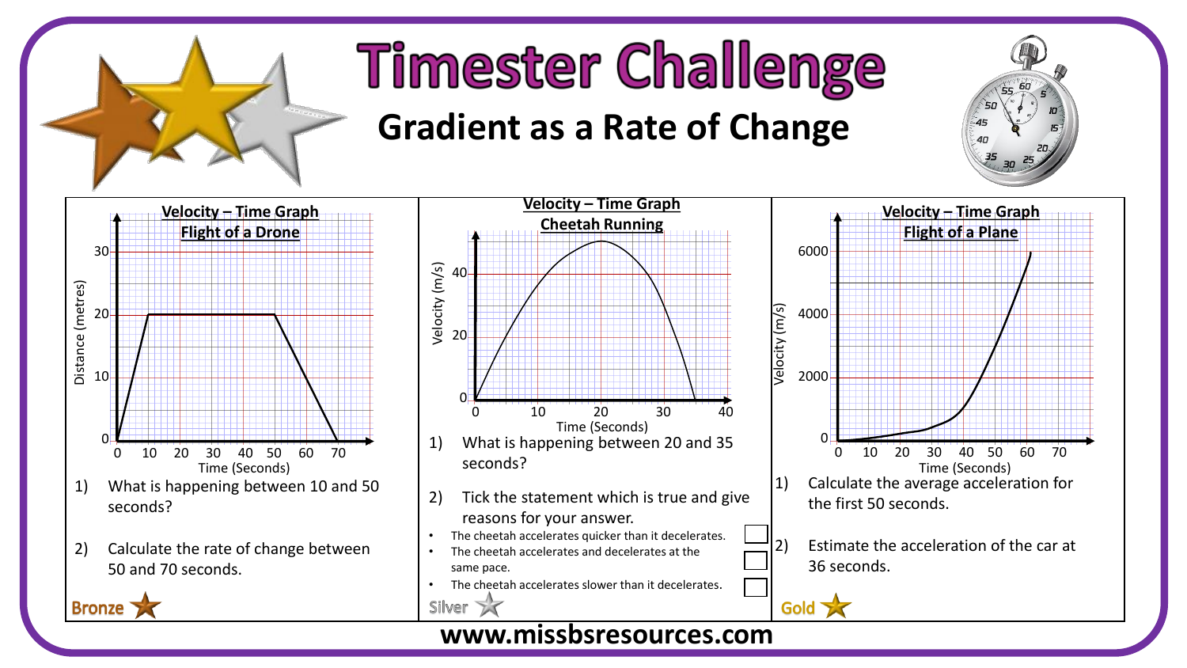# Timester Challenge

## Gradient as a Rate of Change

### Bronze

**Velocity – Time Graph**

**Flight of a Drone**

1) What is happening between 10 and 50 seconds?

2) Calculate the rate of change between 50 and 70 seconds.

### Silver

**Velocity – Time Graph**

**Cheetah Running**

1) What is happening between 20 and 35 seconds?

2) Tick the statement which is true and give reasons for your answer.

- The cheetah accelerates quicker than it decelerates. ☐
- The cheetah accelerates and decelerates at the same pace. ☐
- The cheetah accelerates slower than it decelerates. ☐

### Gold

**Velocity – Time Graph**

**Flight of a Plane**

1) Calculate the average acceleration for the first 50 seconds.

2) Estimate the acceleration of the car at 36 seconds.

www.missbsresources.com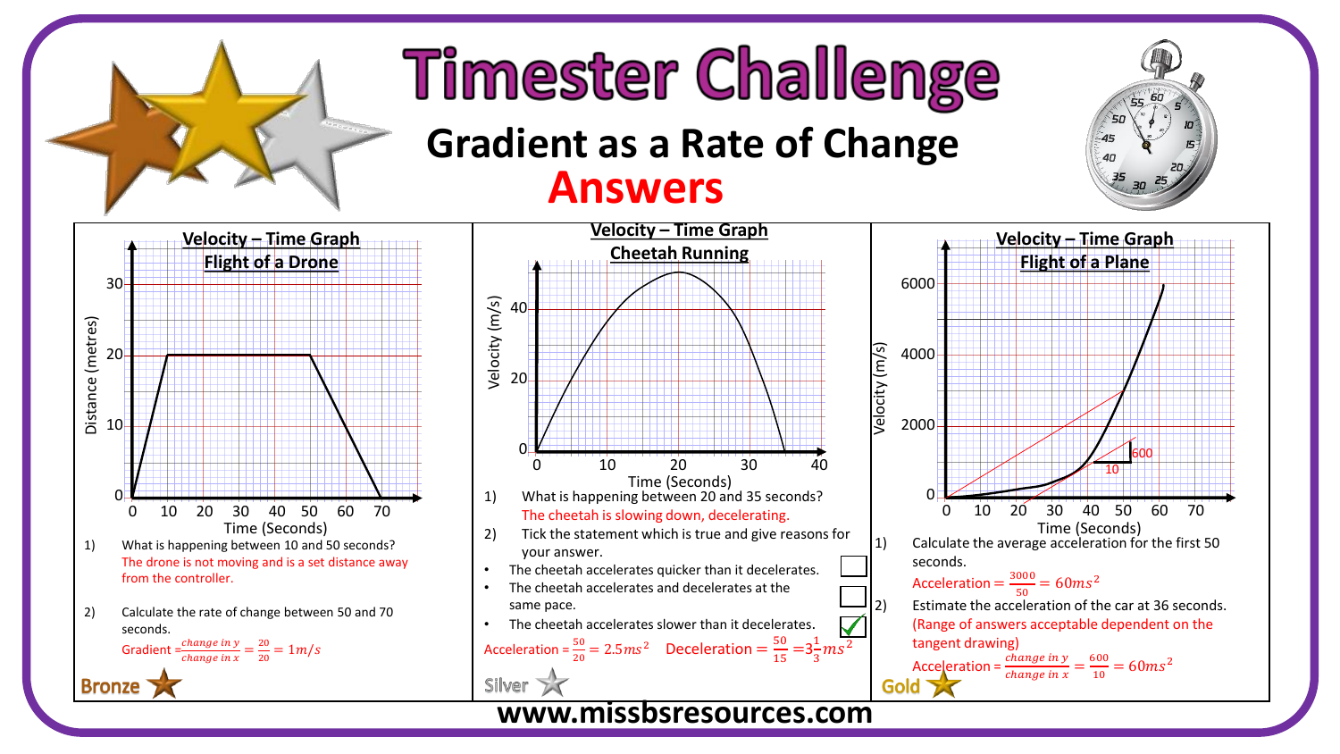# Timester Challenge

## Gradient as a Rate of Change

## Answers

### Velocity – Time Graph
### Flight of a Drone

Distance (metres)

30
20
10
0

0 10 20 30 40 50 60 70

Time (Seconds)

1) What is happening between 10 and 50 seconds?
   The drone is not moving and is a set distance away from the controller.

2) Calculate the rate of change between 50 and 70 seconds.
   Gradient $= \frac{change\ in\ y}{change\ in\ x} = \frac{20}{20} = 1m/s$

Bronze

### Velocity – Time Graph
### Cheetah Running

Velocity (m/s)

40
20
0

0 10 20 30 40

Time (Seconds)

1) What is happening between 20 and 35 seconds?
   The cheetah is slowing down, decelerating.

2) Tick the statement which is true and give reasons for your answer.

- The cheetah accelerates quicker than it decelerates. ☐
- The cheetah accelerates and decelerates at the same pace. ☐
- The cheetah accelerates slower than it decelerates. ☑

Acceleration $= \frac{50}{20} = 2.5ms^2$ Deceleration $= \frac{50}{15} = 3\frac{1}{3}ms^2$

Silver

### Velocity – Time Graph
### Flight of a Plane

Velocity (m/s)

6000
4000
2000
0

0 10 20 30 40 50 60 70

Time (Seconds)

600

10

1) Calculate the average acceleration for the first 50 seconds.
   Acceleration $= \frac{3000}{50} = 60ms^2$

2) Estimate the acceleration of the car at 36 seconds. (Range of answers acceptable dependent on the tangent drawing)
   Acceleration $= \frac{change\ in\ y}{change\ in\ x} = \frac{600}{10} = 60ms^2$

Gold

www.missbsresources.com